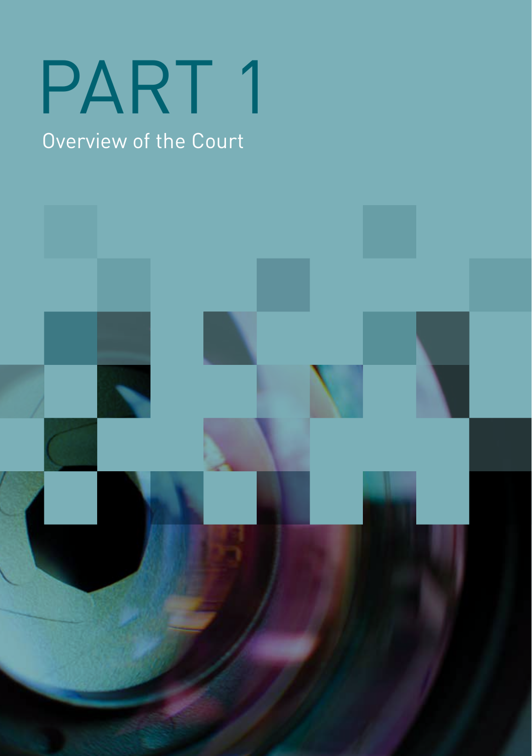# PART 1

## Overview of the Court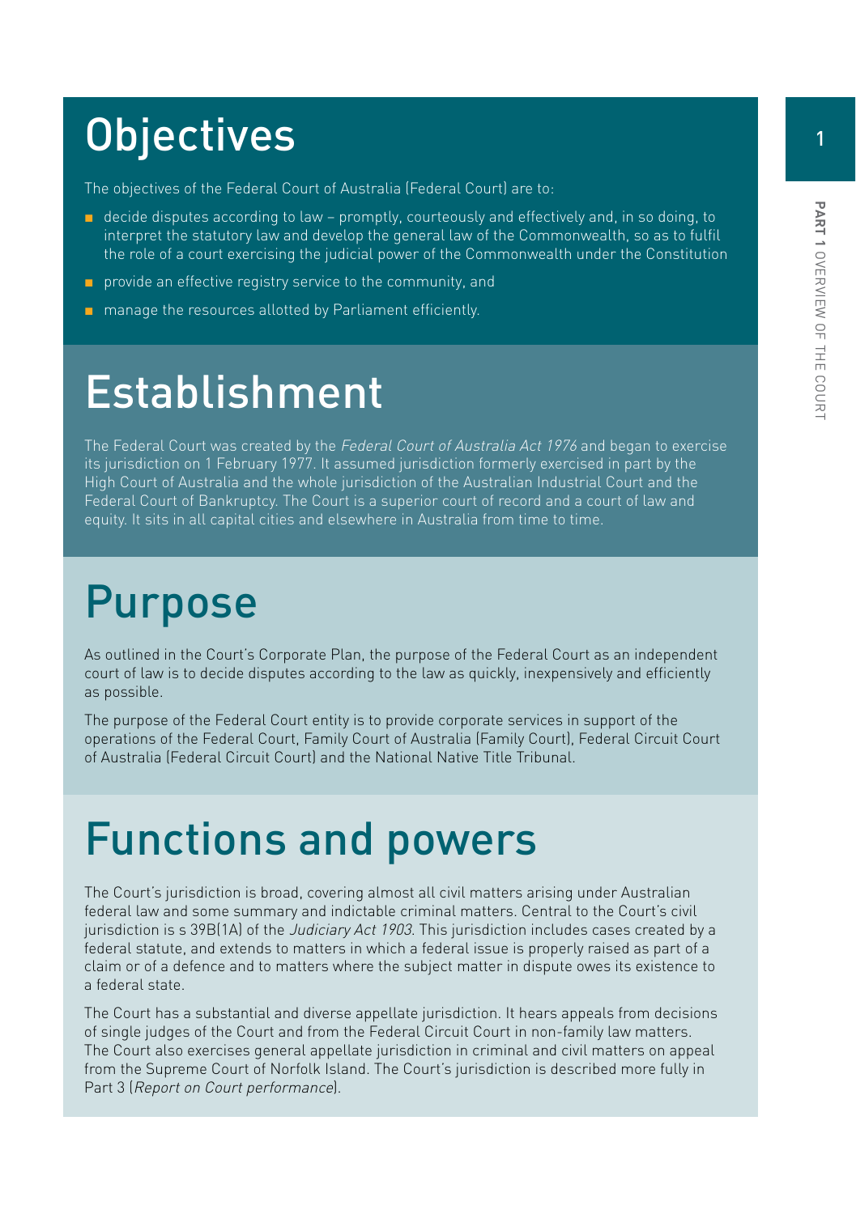# Objectives

The objectives of the Federal Court of Australia (Federal Court) are to:

- decide disputes according to law – promptly, courteously and effectively and, in so doing, to interpret the statutory law and develop the general law of the Commonwealth, so as to fulfil the role of a court exercising the judicial power of the Commonwealth under the Constitution
- provide an effective registry service to the community, and
- manage the resources allotted by Parliament efficiently.

# Establishment

The Federal Court was created by the *Federal Court of Australia Act 1976* and began to exercise its jurisdiction on 1 February 1977. It assumed jurisdiction formerly exercised in part by the High Court of Australia and the whole jurisdiction of the Australian Industrial Court and the Federal Court of Bankruptcy. The Court is a superior court of record and a court of law and equity. It sits in all capital cities and elsewhere in Australia from time to time.

# Purpose

As outlined in the Court's Corporate Plan, the purpose of the Federal Court as an independent court of law is to decide disputes according to the law as quickly, inexpensively and efficiently as possible.

The purpose of the Federal Court entity is to provide corporate services in support of the operations of the Federal Court, Family Court of Australia (Family Court), Federal Circuit Court of Australia (Federal Circuit Court) and the National Native Title Tribunal.

# Functions and powers

The Court's jurisdiction is broad, covering almost all civil matters arising under Australian federal law and some summary and indictable criminal matters. Central to the Court's civil jurisdiction is s 39B(1A) of the *Judiciary Act 1903*. This jurisdiction includes cases created by a federal statute, and extends to matters in which a federal issue is properly raised as part of a claim or of a defence and to matters where the subject matter in dispute owes its existence to a federal state.

The Court has a substantial and diverse appellate jurisdiction. It hears appeals from decisions of single judges of the Court and from the Federal Circuit Court in non-family law matters. The Court also exercises general appellate jurisdiction in criminal and civil matters on appeal from the Supreme Court of Norfolk Island. The Court's jurisdiction is described more fully in Part 3 (*Report on Court performance*).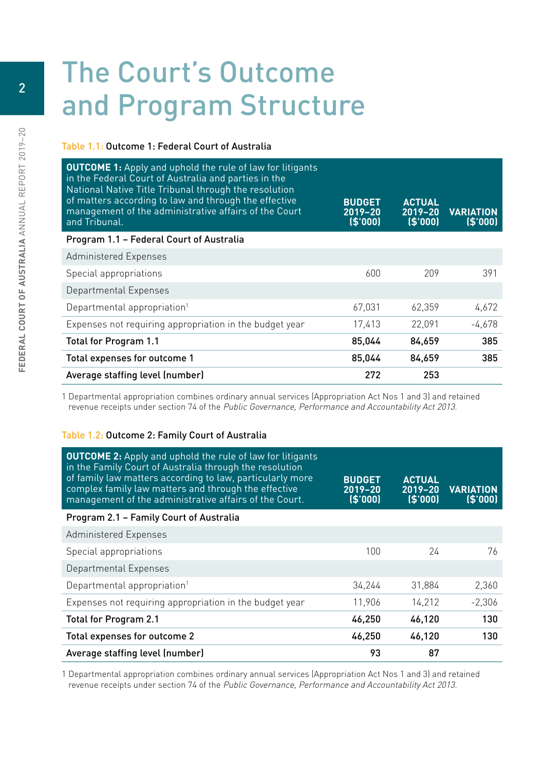# The Court's Outcome and Program Structure

Table 1.1: Outcome 1: Federal Court of Australia

| **OUTCOME 1:** Apply and uphold the rule of law for litigants in the Federal Court of Australia and parties in the National Native Title Tribunal through the resolution of matters according to law and through the effective management of the administrative affairs of the Court and Tribunal. | BUDGET 2019–20 ($'000) | ACTUAL 2019–20 ($'000) | VARIATION ($'000) |
|---|---|---|---|
| **Program 1.1 – Federal Court of Australia** | | | |
| Administered Expenses | | | |
| Special appropriations | 600 | 209 | 391 |
| Departmental Expenses | | | |
| Departmental appropriation[1] | 67,031 | 62,359 | 4,672 |
| Expenses not requiring appropriation in the budget year | 17,413 | 22,091 | -4,678 |
| **Total for Program 1.1** | **85,044** | **84,659** | **385** |
| **Total expenses for outcome 1** | **85,044** | **84,659** | **385** |
| **Average staffing level (number)** | **272** | **253** | |

1 Departmental appropriation combines ordinary annual services (Appropriation Act Nos 1 and 3) and retained revenue receipts under section 74 of the *Public Governance, Performance and Accountability Act 2013*.

Table 1.2: Outcome 2: Family Court of Australia

| **OUTCOME 2:** Apply and uphold the rule of law for litigants in the Family Court of Australia through the resolution of family law matters according to law, particularly more complex family law matters and through the effective management of the administrative affairs of the Court. | BUDGET 2019–20 ($'000) | ACTUAL 2019–20 ($'000) | VARIATION ($'000) |
|---|---|---|---|
| **Program 2.1 – Family Court of Australia** | | | |
| Administered Expenses | | | |
| Special appropriations | 100 | 24 | 76 |
| Departmental Expenses | | | |
| Departmental appropriation[1] | 34,244 | 31,884 | 2,360 |
| Expenses not requiring appropriation in the budget year | 11,906 | 14,212 | -2,306 |
| **Total for Program 2.1** | **46,250** | **46,120** | **130** |
| **Total expenses for outcome 2** | **46,250** | **46,120** | **130** |
| **Average staffing level (number)** | **93** | **87** | |

1 Departmental appropriation combines ordinary annual services (Appropriation Act Nos 1 and 3) and retained revenue receipts under section 74 of the *Public Governance, Performance and Accountability Act 2013*.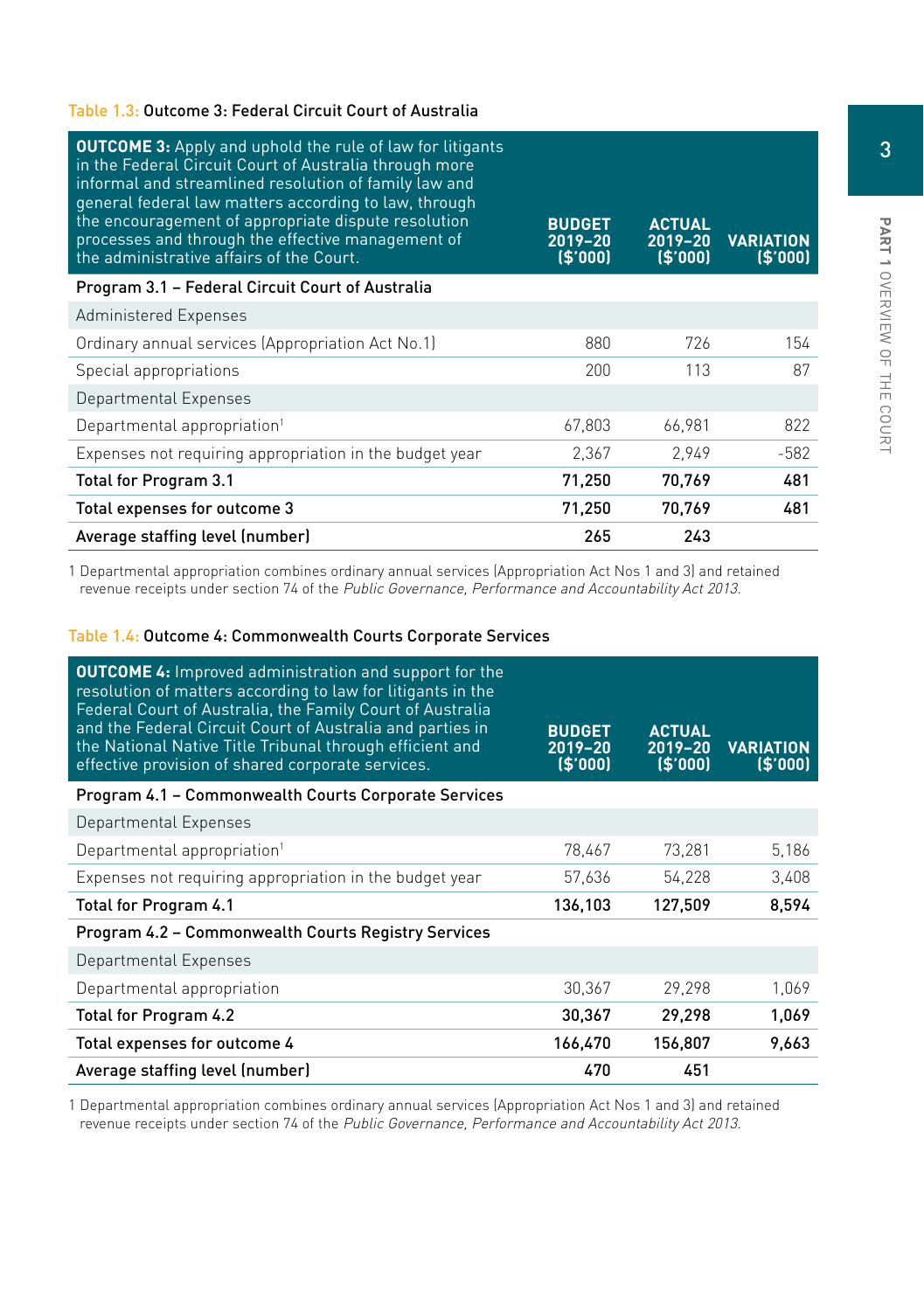Table 1.3: Outcome 3: Federal Circuit Court of Australia

| **OUTCOME 3:** Apply and uphold the rule of law for litigants in the Federal Circuit Court of Australia through more informal and streamlined resolution of family law and general federal law matters according to law, through the encouragement of appropriate dispute resolution processes and through the effective management of the administrative affairs of the Court. | **BUDGET 2019–20 ($'000)** | **ACTUAL 2019–20 ($'000)** | **VARIATION ($'000)** |
|---|---|---|---|
| **Program 3.1 – Federal Circuit Court of Australia** | | | |
| Administered Expenses | | | |
| Ordinary annual services (Appropriation Act No.1) | 880 | 726 | 154 |
| Special appropriations | 200 | 113 | 87 |
| Departmental Expenses | | | |
| Departmental appropriation[1] | 67,803 | 66,981 | 822 |
| Expenses not requiring appropriation in the budget year | 2,367 | 2,949 | -582 |
| **Total for Program 3.1** | **71,250** | **70,769** | **481** |
| **Total expenses for outcome 3** | **71,250** | **70,769** | **481** |
| **Average staffing level (number)** | **265** | **243** | |

1 Departmental appropriation combines ordinary annual services (Appropriation Act Nos 1 and 3) and retained revenue receipts under section 74 of the *Public Governance, Performance and Accountability Act 2013*.

Table 1.4: Outcome 4: Commonwealth Courts Corporate Services

| **OUTCOME 4:** Improved administration and support for the resolution of matters according to law for litigants in the Federal Court of Australia, the Family Court of Australia and the Federal Circuit Court of Australia and parties in the National Native Title Tribunal through efficient and effective provision of shared corporate services. | **BUDGET 2019–20 ($'000)** | **ACTUAL 2019–20 ($'000)** | **VARIATION ($'000)** |
|---|---|---|---|
| **Program 4.1 – Commonwealth Courts Corporate Services** | | | |
| Departmental Expenses | | | |
| Departmental appropriation[1] | 78,467 | 73,281 | 5,186 |
| Expenses not requiring appropriation in the budget year | 57,636 | 54,228 | 3,408 |
| **Total for Program 4.1** | **136,103** | **127,509** | **8,594** |
| **Program 4.2 – Commonwealth Courts Registry Services** | | | |
| Departmental Expenses | | | |
| Departmental appropriation | 30,367 | 29,298 | 1,069 |
| **Total for Program 4.2** | **30,367** | **29,298** | **1,069** |
| **Total expenses for outcome 4** | **166,470** | **156,807** | **9,663** |
| **Average staffing level (number)** | **470** | **451** | |

1 Departmental appropriation combines ordinary annual services (Appropriation Act Nos 1 and 3) and retained revenue receipts under section 74 of the *Public Governance, Performance and Accountability Act 2013*.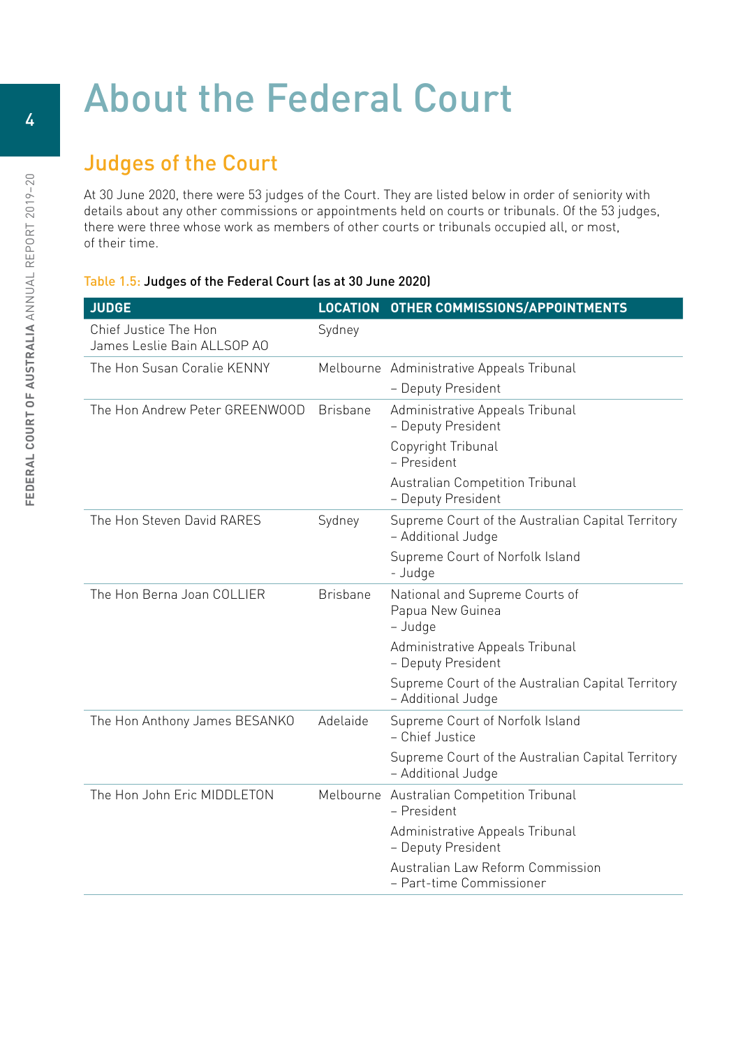# About the Federal Court

## Judges of the Court

At 30 June 2020, there were 53 judges of the Court. They are listed below in order of seniority with details about any other commissions or appointments held on courts or tribunals. Of the 53 judges, there were three whose work as members of other courts or tribunals occupied all, or most, of their time.

Table 1.5: **Judges of the Federal Court (as at 30 June 2020)**

| JUDGE | LOCATION | OTHER COMMISSIONS/APPOINTMENTS |
|---|---|---|
| Chief Justice The Hon James Leslie Bain ALLSOP AO | Sydney | |
| The Hon Susan Coralie KENNY | Melbourne | Administrative Appeals Tribunal – Deputy President |
| The Hon Andrew Peter GREENWOOD | Brisbane | Administrative Appeals Tribunal – Deputy President<br>Copyright Tribunal – President<br>Australian Competition Tribunal – Deputy President |
| The Hon Steven David RARES | Sydney | Supreme Court of the Australian Capital Territory – Additional Judge<br>Supreme Court of Norfolk Island - Judge |
| The Hon Berna Joan COLLIER | Brisbane | National and Supreme Courts of Papua New Guinea – Judge<br>Administrative Appeals Tribunal – Deputy President<br>Supreme Court of the Australian Capital Territory – Additional Judge |
| The Hon Anthony James BESANKO | Adelaide | Supreme Court of Norfolk Island – Chief Justice<br>Supreme Court of the Australian Capital Territory – Additional Judge |
| The Hon John Eric MIDDLETON | Melbourne | Australian Competition Tribunal – President<br>Administrative Appeals Tribunal – Deputy President<br>Australian Law Reform Commission – Part-time Commissioner |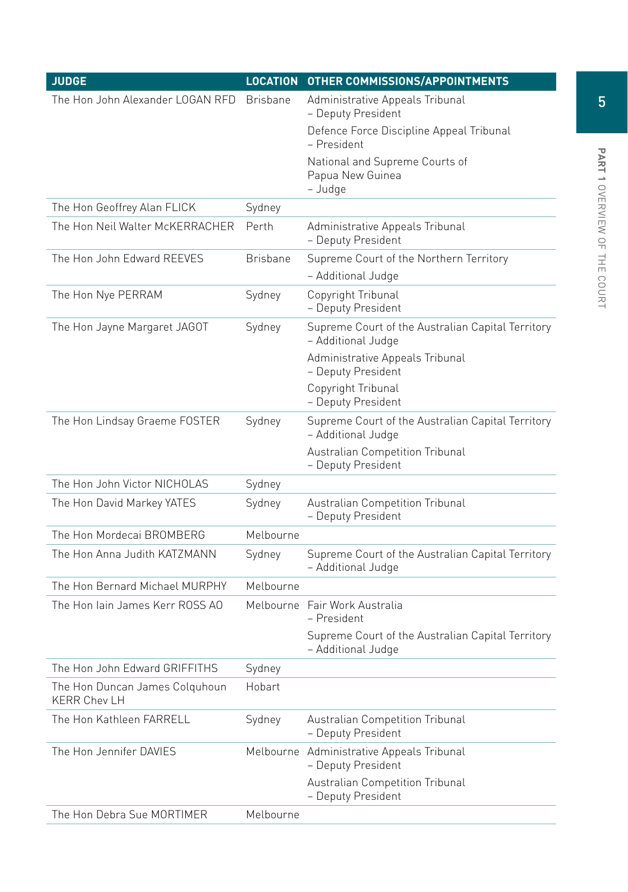| JUDGE | LOCATION | OTHER COMMISSIONS/APPOINTMENTS |
|---|---|---|
| The Hon John Alexander LOGAN RFD | Brisbane | Administrative Appeals Tribunal – Deputy President<br>Defence Force Discipline Appeal Tribunal – President<br>National and Supreme Courts of Papua New Guinea – Judge |
| The Hon Geoffrey Alan FLICK | Sydney | |
| The Hon Neil Walter McKERRACHER | Perth | Administrative Appeals Tribunal – Deputy President |
| The Hon John Edward REEVES | Brisbane | Supreme Court of the Northern Territory – Additional Judge |
| The Hon Nye PERRAM | Sydney | Copyright Tribunal – Deputy President |
| The Hon Jayne Margaret JAGOT | Sydney | Supreme Court of the Australian Capital Territory – Additional Judge<br>Administrative Appeals Tribunal – Deputy President<br>Copyright Tribunal – Deputy President |
| The Hon Lindsay Graeme FOSTER | Sydney | Supreme Court of the Australian Capital Territory – Additional Judge<br>Australian Competition Tribunal – Deputy President |
| The Hon John Victor NICHOLAS | Sydney | |
| The Hon David Markey YATES | Sydney | Australian Competition Tribunal – Deputy President |
| The Hon Mordecai BROMBERG | Melbourne | |
| The Hon Anna Judith KATZMANN | Sydney | Supreme Court of the Australian Capital Territory – Additional Judge |
| The Hon Bernard Michael MURPHY | Melbourne | |
| The Hon Iain James Kerr ROSS AO | Melbourne | Fair Work Australia – President<br>Supreme Court of the Australian Capital Territory – Additional Judge |
| The Hon John Edward GRIFFITHS | Sydney | |
| The Hon Duncan James Colquhoun KERR Chev LH | Hobart | |
| The Hon Kathleen FARRELL | Sydney | Australian Competition Tribunal – Deputy President |
| The Hon Jennifer DAVIES | Melbourne | Administrative Appeals Tribunal – Deputy President<br>Australian Competition Tribunal – Deputy President |
| The Hon Debra Sue MORTIMER | Melbourne | |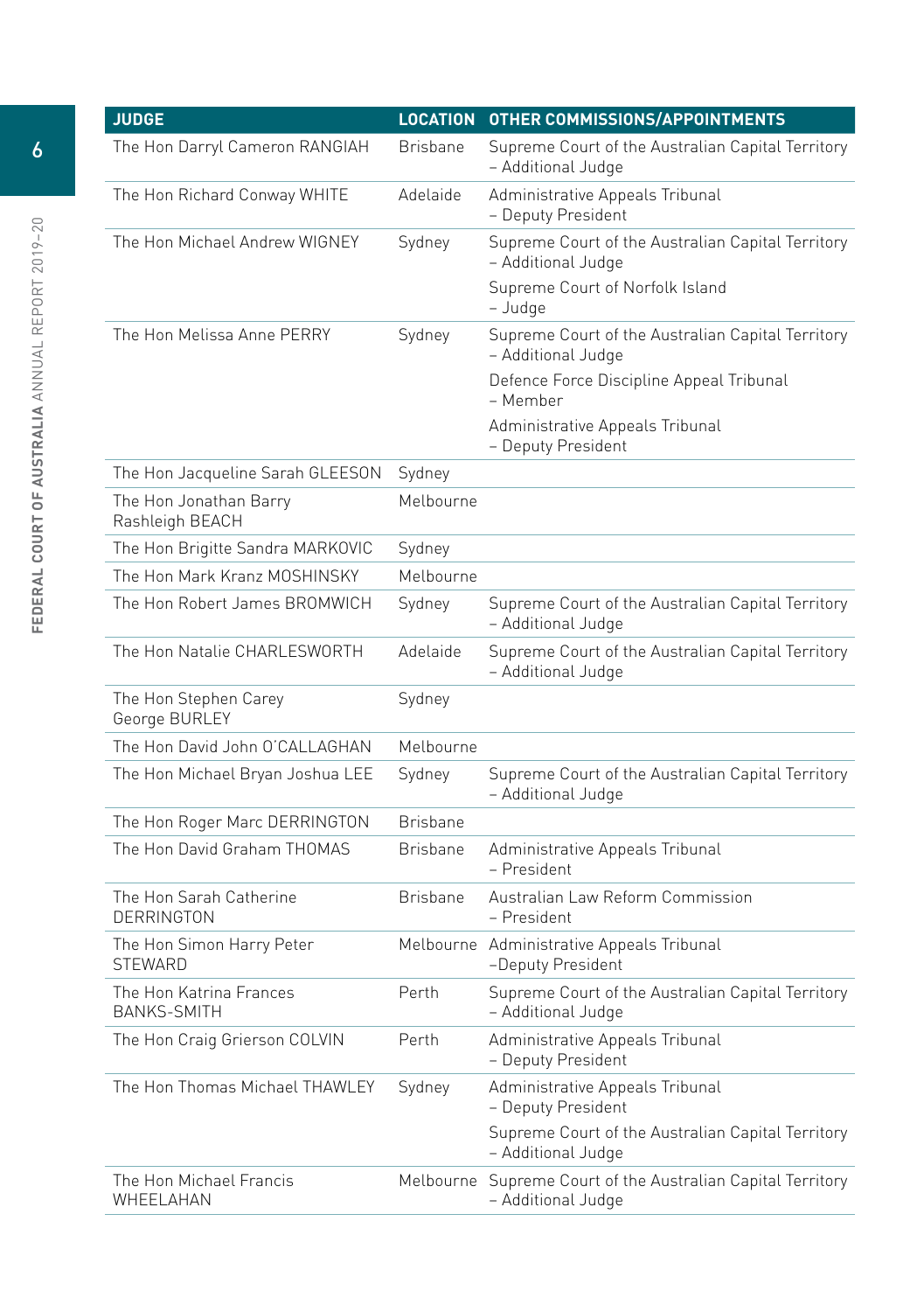| JUDGE | LOCATION | OTHER COMMISSIONS/APPOINTMENTS |
|---|---|---|
| The Hon Darryl Cameron RANGIAH | Brisbane | Supreme Court of the Australian Capital Territory – Additional Judge |
| The Hon Richard Conway WHITE | Adelaide | Administrative Appeals Tribunal – Deputy President |
| The Hon Michael Andrew WIGNEY | Sydney | Supreme Court of the Australian Capital Territory – Additional Judge<br>Supreme Court of Norfolk Island – Judge |
| The Hon Melissa Anne PERRY | Sydney | Supreme Court of the Australian Capital Territory – Additional Judge<br>Defence Force Discipline Appeal Tribunal – Member<br>Administrative Appeals Tribunal – Deputy President |
| The Hon Jacqueline Sarah GLEESON | Sydney | |
| The Hon Jonathan Barry Rashleigh BEACH | Melbourne | |
| The Hon Brigitte Sandra MARKOVIC | Sydney | |
| The Hon Mark Kranz MOSHINSKY | Melbourne | |
| The Hon Robert James BROMWICH | Sydney | Supreme Court of the Australian Capital Territory – Additional Judge |
| The Hon Natalie CHARLESWORTH | Adelaide | Supreme Court of the Australian Capital Territory – Additional Judge |
| The Hon Stephen Carey George BURLEY | Sydney | |
| The Hon David John O'CALLAGHAN | Melbourne | |
| The Hon Michael Bryan Joshua LEE | Sydney | Supreme Court of the Australian Capital Territory – Additional Judge |
| The Hon Roger Marc DERRINGTON | Brisbane | |
| The Hon David Graham THOMAS | Brisbane | Administrative Appeals Tribunal – President |
| The Hon Sarah Catherine DERRINGTON | Brisbane | Australian Law Reform Commission – President |
| The Hon Simon Harry Peter STEWARD | Melbourne | Administrative Appeals Tribunal –Deputy President |
| The Hon Katrina Frances BANKS-SMITH | Perth | Supreme Court of the Australian Capital Territory – Additional Judge |
| The Hon Craig Grierson COLVIN | Perth | Administrative Appeals Tribunal – Deputy President |
| The Hon Thomas Michael THAWLEY | Sydney | Administrative Appeals Tribunal – Deputy President<br>Supreme Court of the Australian Capital Territory – Additional Judge |
| The Hon Michael Francis WHEELAHAN | Melbourne | Supreme Court of the Australian Capital Territory – Additional Judge |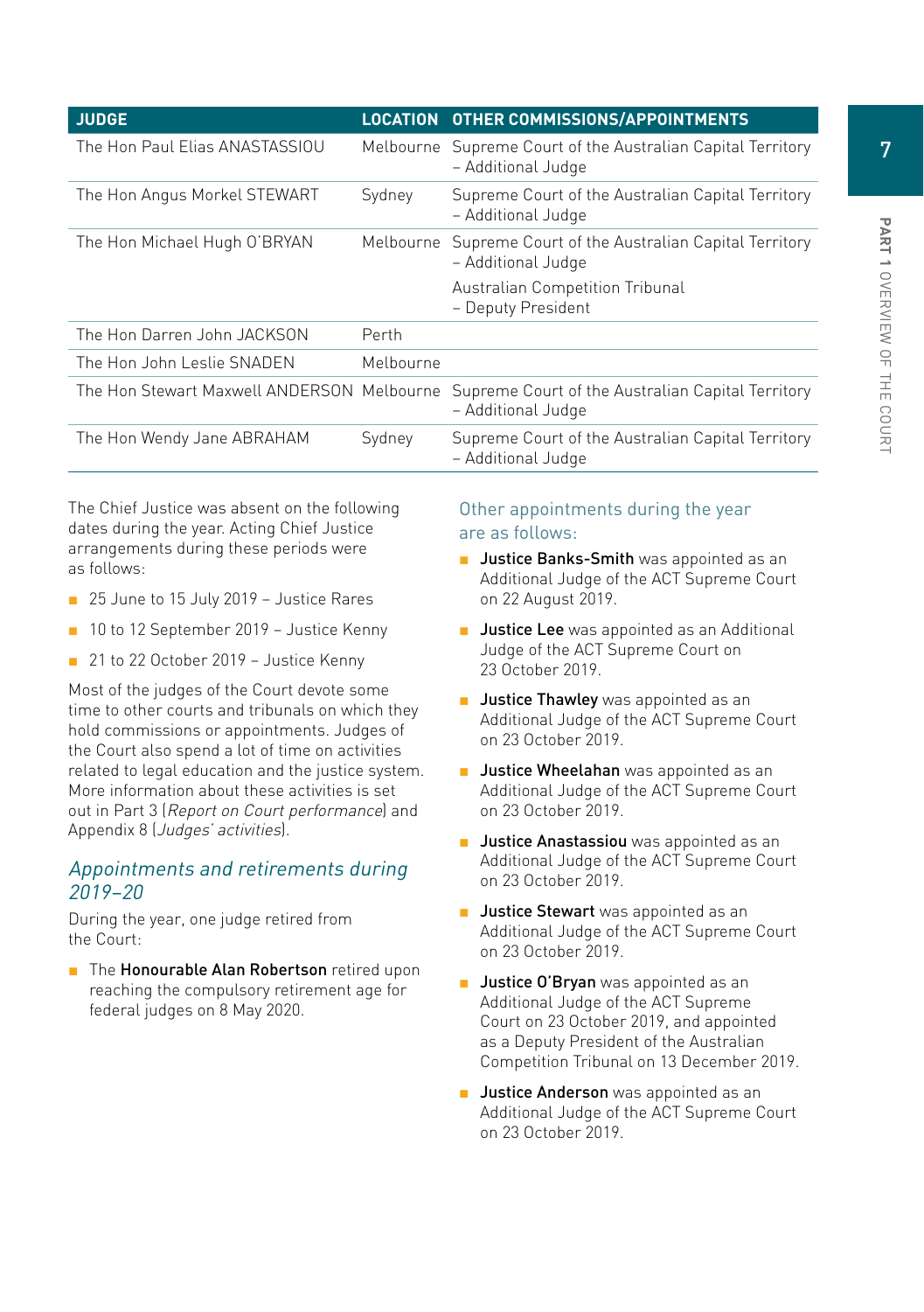| JUDGE | LOCATION | OTHER COMMISSIONS/APPOINTMENTS |
|---|---|---|
| The Hon Paul Elias ANASTASSIOU | Melbourne | Supreme Court of the Australian Capital Territory – Additional Judge |
| The Hon Angus Morkel STEWART | Sydney | Supreme Court of the Australian Capital Territory – Additional Judge |
| The Hon Michael Hugh O'BRYAN | Melbourne | Supreme Court of the Australian Capital Territory – Additional Judge<br>Australian Competition Tribunal – Deputy President |
| The Hon Darren John JACKSON | Perth | |
| The Hon John Leslie SNADEN | Melbourne | |
| The Hon Stewart Maxwell ANDERSON | Melbourne | Supreme Court of the Australian Capital Territory – Additional Judge |
| The Hon Wendy Jane ABRAHAM | Sydney | Supreme Court of the Australian Capital Territory – Additional Judge |

The Chief Justice was absent on the following dates during the year. Acting Chief Justice arrangements during these periods were as follows:

- 25 June to 15 July 2019 – Justice Rares
- 10 to 12 September 2019 – Justice Kenny
- 21 to 22 October 2019 – Justice Kenny

Most of the judges of the Court devote some time to other courts and tribunals on which they hold commissions or appointments. Judges of the Court also spend a lot of time on activities related to legal education and the justice system. More information about these activities is set out in Part 3 (*Report on Court performance*) and Appendix 8 (*Judges' activities*).

### *Appointments and retirements during 2019–20*

During the year, one judge retired from the Court:

- The **Honourable Alan Robertson** retired upon reaching the compulsory retirement age for federal judges on 8 May 2020.

### Other appointments during the year are as follows:

- **Justice Banks-Smith** was appointed as an Additional Judge of the ACT Supreme Court on 22 August 2019.
- **Justice Lee** was appointed as an Additional Judge of the ACT Supreme Court on 23 October 2019.
- **Justice Thawley** was appointed as an Additional Judge of the ACT Supreme Court on 23 October 2019.
- **Justice Wheelahan** was appointed as an Additional Judge of the ACT Supreme Court on 23 October 2019.
- **Justice Anastassiou** was appointed as an Additional Judge of the ACT Supreme Court on 23 October 2019.
- **Justice Stewart** was appointed as an Additional Judge of the ACT Supreme Court on 23 October 2019.
- **Justice O'Bryan** was appointed as an Additional Judge of the ACT Supreme Court on 23 October 2019, and appointed as a Deputy President of the Australian Competition Tribunal on 13 December 2019.
- **Justice Anderson** was appointed as an Additional Judge of the ACT Supreme Court on 23 October 2019.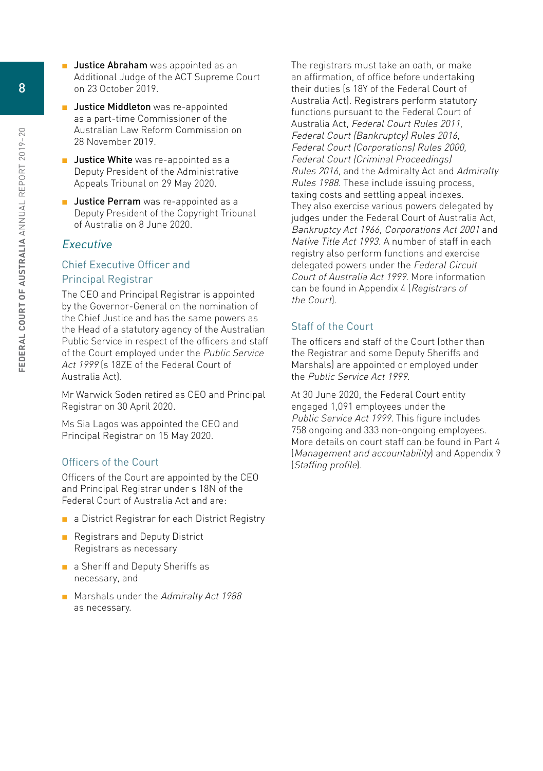- **Justice Abraham** was appointed as an Additional Judge of the ACT Supreme Court on 23 October 2019.
- **Justice Middleton** was re-appointed as a part-time Commissioner of the Australian Law Reform Commission on 28 November 2019.
- **Justice White** was re-appointed as a Deputy President of the Administrative Appeals Tribunal on 29 May 2020.
- **Justice Perram** was re-appointed as a Deputy President of the Copyright Tribunal of Australia on 8 June 2020.

## *Executive*

### Chief Executive Officer and Principal Registrar

The CEO and Principal Registrar is appointed by the Governor-General on the nomination of the Chief Justice and has the same powers as the Head of a statutory agency of the Australian Public Service in respect of the officers and staff of the Court employed under the *Public Service Act 1999* (s 18ZE of the Federal Court of Australia Act).

Mr Warwick Soden retired as CEO and Principal Registrar on 30 April 2020.

Ms Sia Lagos was appointed the CEO and Principal Registrar on 15 May 2020.

### Officers of the Court

Officers of the Court are appointed by the CEO and Principal Registrar under s 18N of the Federal Court of Australia Act and are:

- a District Registrar for each District Registry
- Registrars and Deputy District Registrars as necessary
- a Sheriff and Deputy Sheriffs as necessary, and
- Marshals under the *Admiralty Act 1988* as necessary.

The registrars must take an oath, or make an affirmation, of office before undertaking their duties (s 18Y of the Federal Court of Australia Act). Registrars perform statutory functions pursuant to the Federal Court of Australia Act, *Federal Court Rules 2011*, *Federal Court (Bankruptcy) Rules 2016*, *Federal Court (Corporations) Rules 2000*, *Federal Court (Criminal Proceedings) Rules 2016*, and the Admiralty Act and *Admiralty Rules 1988*. These include issuing process, taxing costs and settling appeal indexes. They also exercise various powers delegated by judges under the Federal Court of Australia Act, *Bankruptcy Act 1966*, *Corporations Act 2001* and *Native Title Act 1993*. A number of staff in each registry also perform functions and exercise delegated powers under the *Federal Circuit Court of Australia Act 1999*. More information can be found in Appendix 4 (*Registrars of the Court*).

### Staff of the Court

The officers and staff of the Court (other than the Registrar and some Deputy Sheriffs and Marshals) are appointed or employed under the *Public Service Act 1999*.

At 30 June 2020, the Federal Court entity engaged 1,091 employees under the *Public Service Act 1999*. This figure includes 758 ongoing and 333 non-ongoing employees. More details on court staff can be found in Part 4 (*Management and accountability*) and Appendix 9 (*Staffing profile*).